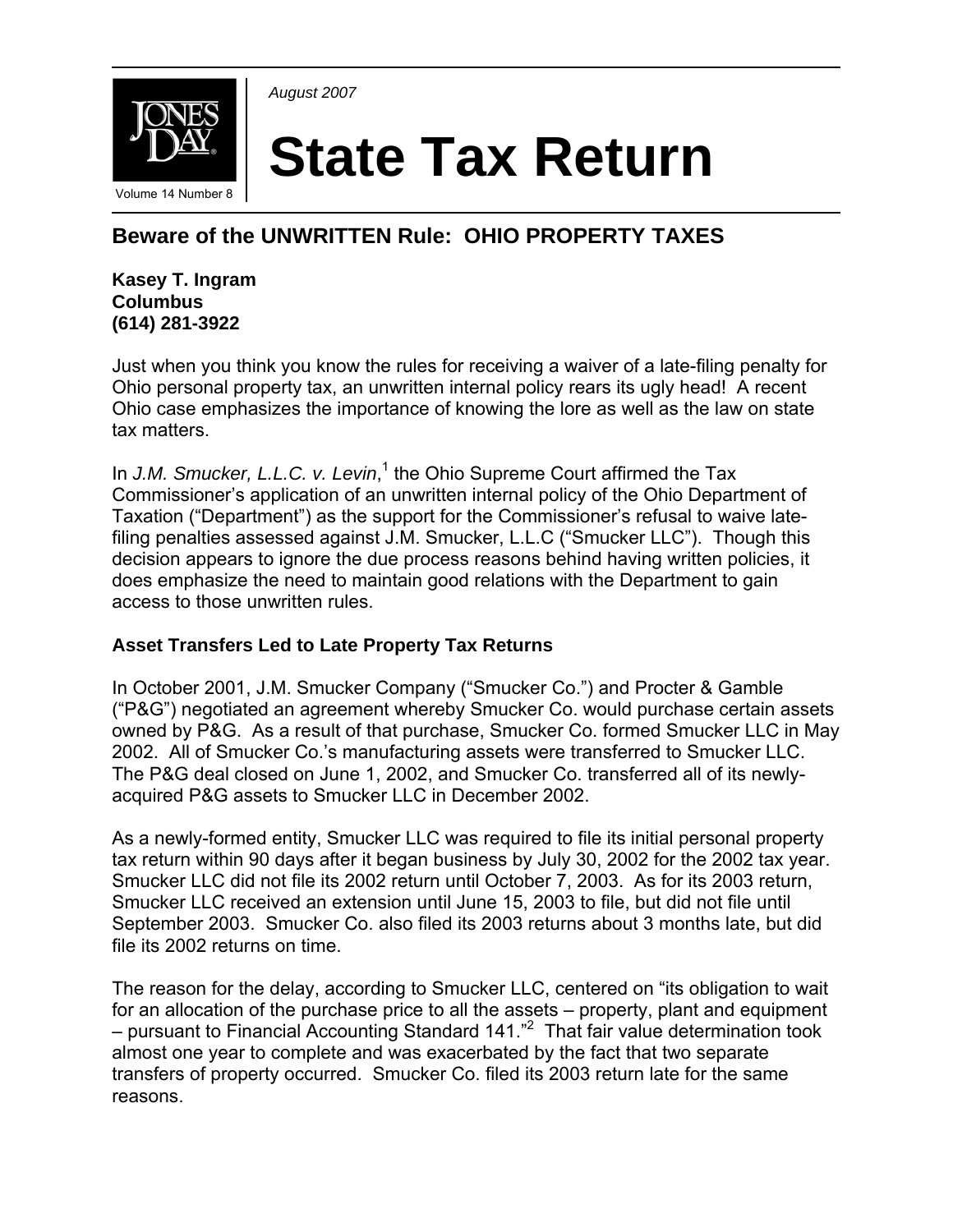August 2007

# State Tax Return

Volume 14 Number 8

## Beware of the UNWRITTEN Rule: OHIO PROPERTY TAXES

**Kasey T. Ingram**
**Columbus**
**(614) 281-3922**

Just when you think you know the rules for receiving a waiver of a late-filing penalty for Ohio personal property tax, an unwritten internal policy rears its ugly head! A recent Ohio case emphasizes the importance of knowing the lore as well as the law on state tax matters.

In *J.M. Smucker, L.L.C. v. Levin*,[1] the Ohio Supreme Court affirmed the Tax Commissioner's application of an unwritten internal policy of the Ohio Department of Taxation ("Department") as the support for the Commissioner's refusal to waive late-filing penalties assessed against J.M. Smucker, L.L.C ("Smucker LLC"). Though this decision appears to ignore the due process reasons behind having written policies, it does emphasize the need to maintain good relations with the Department to gain access to those unwritten rules.

### Asset Transfers Led to Late Property Tax Returns

In October 2001, J.M. Smucker Company ("Smucker Co.") and Procter & Gamble ("P&G") negotiated an agreement whereby Smucker Co. would purchase certain assets owned by P&G. As a result of that purchase, Smucker Co. formed Smucker LLC in May 2002. All of Smucker Co.'s manufacturing assets were transferred to Smucker LLC. The P&G deal closed on June 1, 2002, and Smucker Co. transferred all of its newly-acquired P&G assets to Smucker LLC in December 2002.

As a newly-formed entity, Smucker LLC was required to file its initial personal property tax return within 90 days after it began business by July 30, 2002 for the 2002 tax year. Smucker LLC did not file its 2002 return until October 7, 2003. As for its 2003 return, Smucker LLC received an extension until June 15, 2003 to file, but did not file until September 2003. Smucker Co. also filed its 2003 returns about 3 months late, but did file its 2002 returns on time.

The reason for the delay, according to Smucker LLC, centered on "its obligation to wait for an allocation of the purchase price to all the assets – property, plant and equipment – pursuant to Financial Accounting Standard 141."[2] That fair value determination took almost one year to complete and was exacerbated by the fact that two separate transfers of property occurred. Smucker Co. filed its 2003 return late for the same reasons.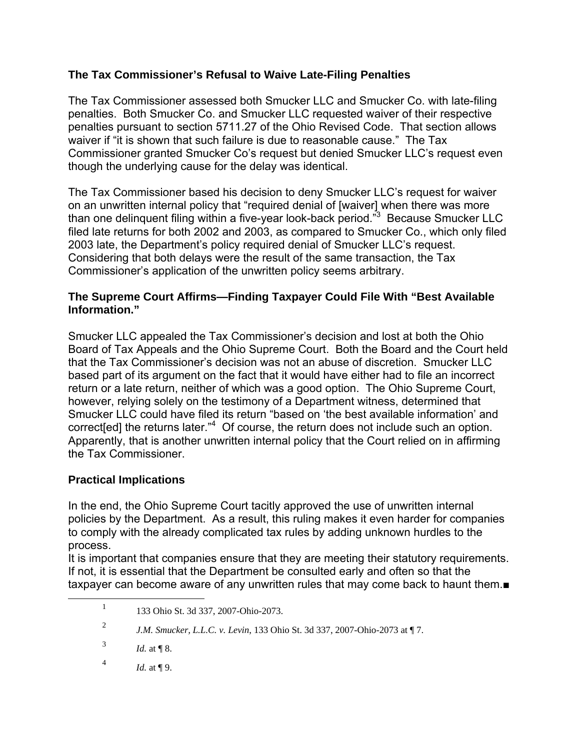**The Tax Commissioner's Refusal to Waive Late-Filing Penalties**

The Tax Commissioner assessed both Smucker LLC and Smucker Co. with late-filing penalties. Both Smucker Co. and Smucker LLC requested waiver of their respective penalties pursuant to section 5711.27 of the Ohio Revised Code. That section allows waiver if "it is shown that such failure is due to reasonable cause." The Tax Commissioner granted Smucker Co's request but denied Smucker LLC's request even though the underlying cause for the delay was identical.

The Tax Commissioner based his decision to deny Smucker LLC's request for waiver on an unwritten internal policy that "required denial of [waiver] when there was more than one delinquent filing within a five-year look-back period."[3] Because Smucker LLC filed late returns for both 2002 and 2003, as compared to Smucker Co., which only filed 2003 late, the Department's policy required denial of Smucker LLC's request. Considering that both delays were the result of the same transaction, the Tax Commissioner's application of the unwritten policy seems arbitrary.

**The Supreme Court Affirms—Finding Taxpayer Could File With "Best Available Information."**

Smucker LLC appealed the Tax Commissioner's decision and lost at both the Ohio Board of Tax Appeals and the Ohio Supreme Court. Both the Board and the Court held that the Tax Commissioner's decision was not an abuse of discretion. Smucker LLC based part of its argument on the fact that it would have either had to file an incorrect return or a late return, neither of which was a good option. The Ohio Supreme Court, however, relying solely on the testimony of a Department witness, determined that Smucker LLC could have filed its return "based on 'the best available information' and correct[ed] the returns later."[4] Of course, the return does not include such an option. Apparently, that is another unwritten internal policy that the Court relied on in affirming the Tax Commissioner.

**Practical Implications**

In the end, the Ohio Supreme Court tacitly approved the use of unwritten internal policies by the Department. As a result, this ruling makes it even harder for companies to comply with the already complicated tax rules by adding unknown hurdles to the process.

It is important that companies ensure that they are meeting their statutory requirements. If not, it is essential that the Department be consulted early and often so that the taxpayer can become aware of any unwritten rules that may come back to haunt them.■

---

[1] 133 Ohio St. 3d 337, 2007-Ohio-2073.

[2] *J.M. Smucker, L.L.C. v. Levin*, 133 Ohio St. 3d 337, 2007-Ohio-2073 at ¶ 7.

[3] *Id.* at ¶ 8.

[4] *Id.* at ¶ 9.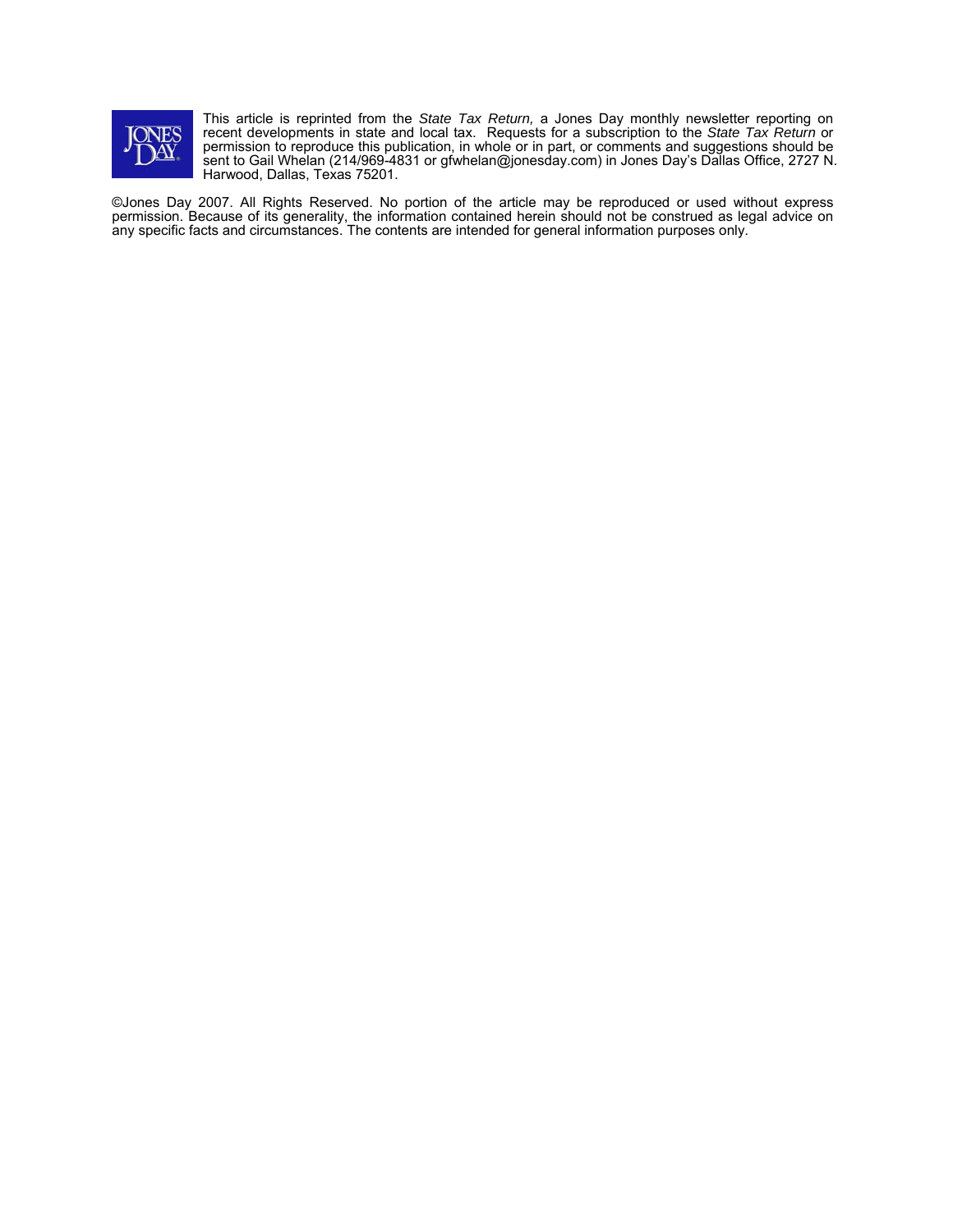This article is reprinted from the *State Tax Return,* a Jones Day monthly newsletter reporting on recent developments in state and local tax. Requests for a subscription to the *State Tax Return* or permission to reproduce this publication, in whole or in part, or comments and suggestions should be sent to Gail Whelan (214/969-4831 or gfwhelan@jonesday.com) in Jones Day's Dallas Office, 2727 N. Harwood, Dallas, Texas 75201.

©Jones Day 2007. All Rights Reserved. No portion of the article may be reproduced or used without express permission. Because of its generality, the information contained herein should not be construed as legal advice on any specific facts and circumstances. The contents are intended for general information purposes only.